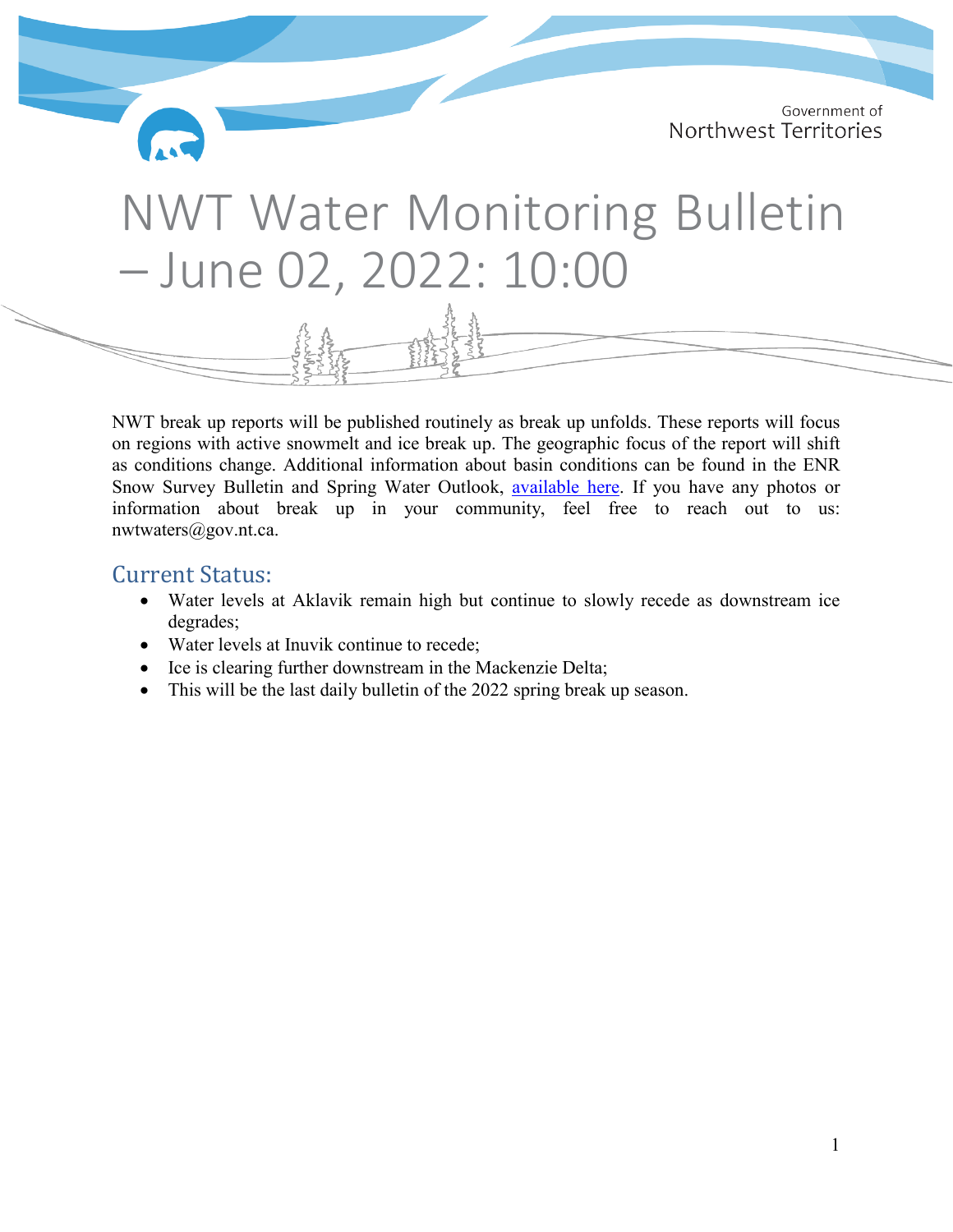Government of
Northwest Territories

# NWT Water Monitoring Bulletin – June 02, 2022: 10:00

NWT break up reports will be published routinely as break up unfolds. These reports will focus on regions with active snowmelt and ice break up. The geographic focus of the report will shift as conditions change. Additional information about basin conditions can be found in the ENR Snow Survey Bulletin and Spring Water Outlook, available here. If you have any photos or information about break up in your community, feel free to reach out to us: nwtwaters@gov.nt.ca.

## Current Status:

- Water levels at Aklavik remain high but continue to slowly recede as downstream ice degrades;
- Water levels at Inuvik continue to recede;
- Ice is clearing further downstream in the Mackenzie Delta;
- This will be the last daily bulletin of the 2022 spring break up season.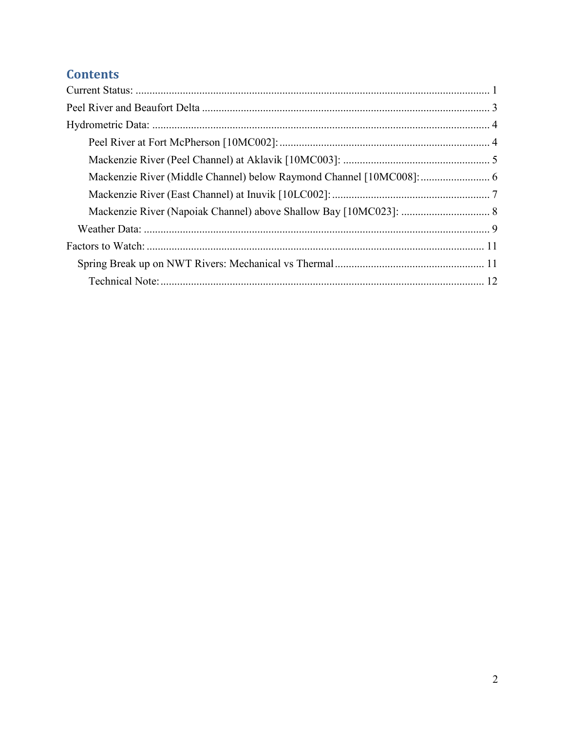## Contents

- Current Status: ........ 1
- Peel River and Beaufort Delta ........ 3
- Hydrometric Data: ........ 4
  - Peel River at Fort McPherson [10MC002]: ........ 4
  - Mackenzie River (Peel Channel) at Aklavik [10MC003]: ........ 5
  - Mackenzie River (Middle Channel) below Raymond Channel [10MC008]: ........ 6
  - Mackenzie River (East Channel) at Inuvik [10LC002]: ........ 7
  - Mackenzie River (Napoiak Channel) above Shallow Bay [10MC023]: ........ 8
  - Weather Data: ........ 9
- Factors to Watch: ........ 11
  - Spring Break up on NWT Rivers: Mechanical vs Thermal ........ 11
    - Technical Note: ........ 12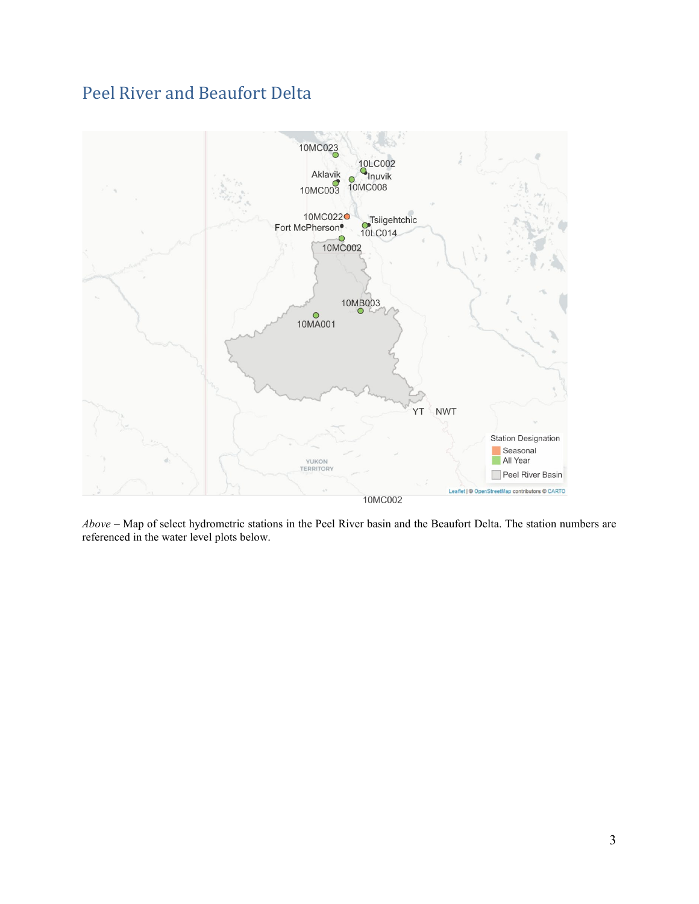## Peel River and Beaufort Delta

*Above* – Map of select hydrometric stations in the Peel River basin and the Beaufort Delta. The station numbers are referenced in the water level plots below.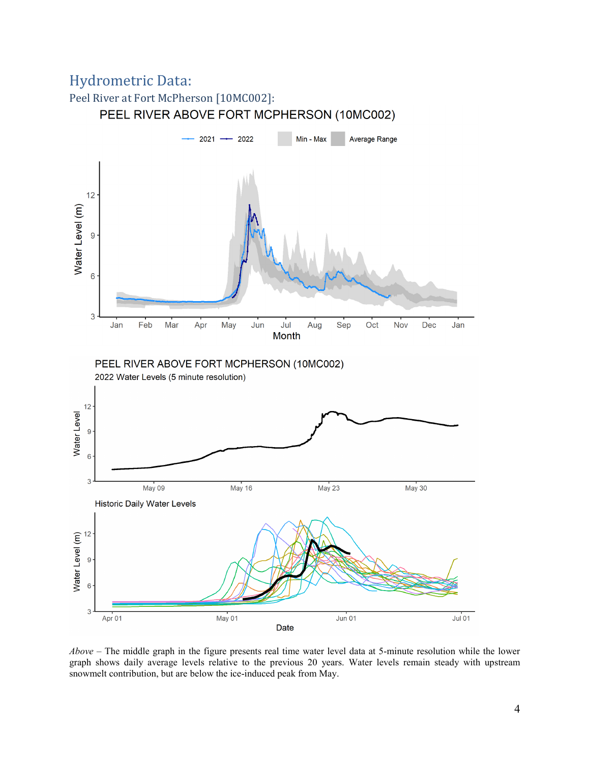# Hydrometric Data:

## Peel River at Fort McPherson [10MC002]:

*Above* – The middle graph in the figure presents real time water level data at 5-minute resolution while the lower graph shows daily average levels relative to the previous 20 years. Water levels remain steady with upstream snowmelt contribution, but are below the ice-induced peak from May.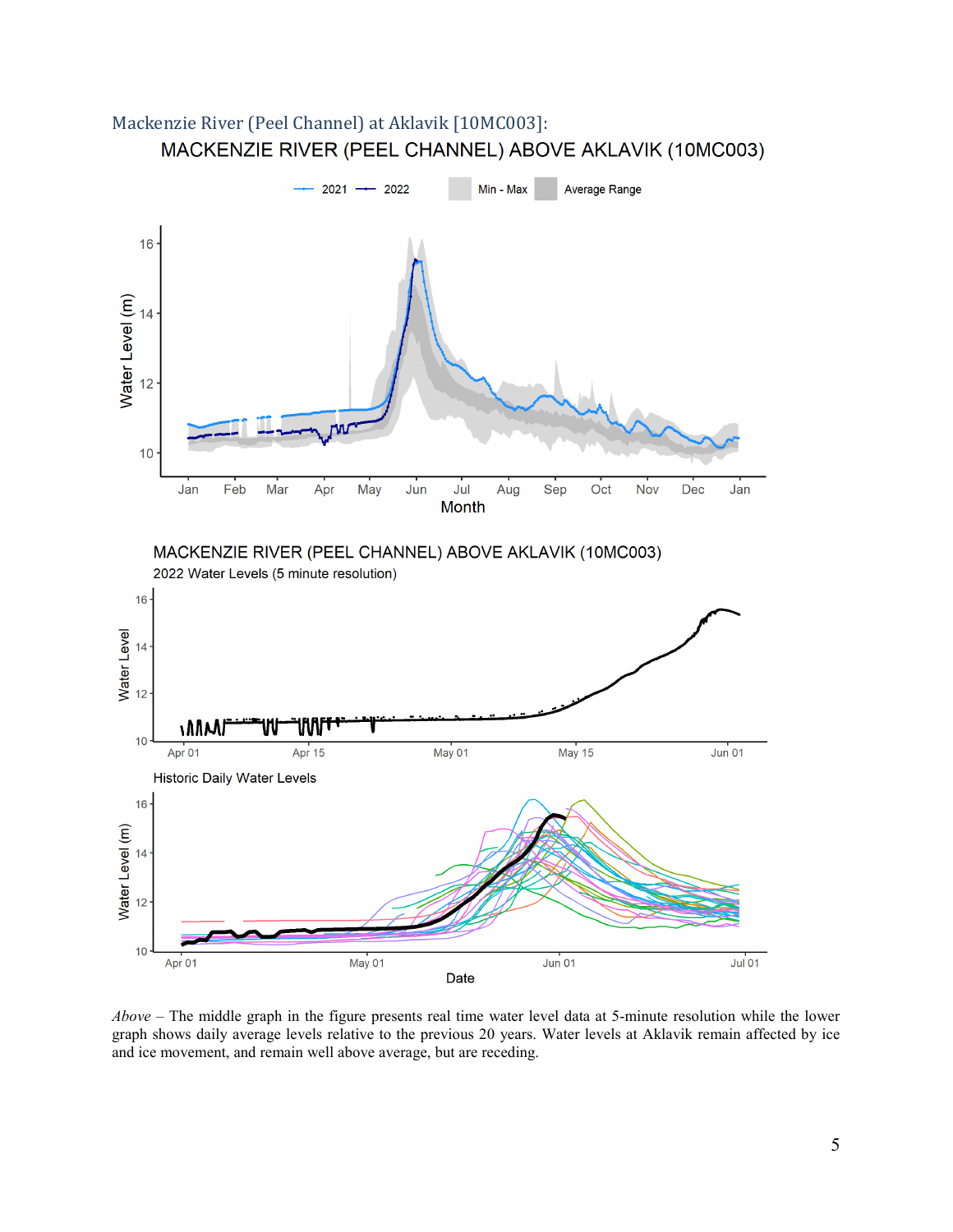### Mackenzie River (Peel Channel) at Aklavik [10MC003]:

*Above* – The middle graph in the figure presents real time water level data at 5-minute resolution while the lower graph shows daily average levels relative to the previous 20 years. Water levels at Aklavik remain affected by ice and ice movement, and remain well above average, but are receding.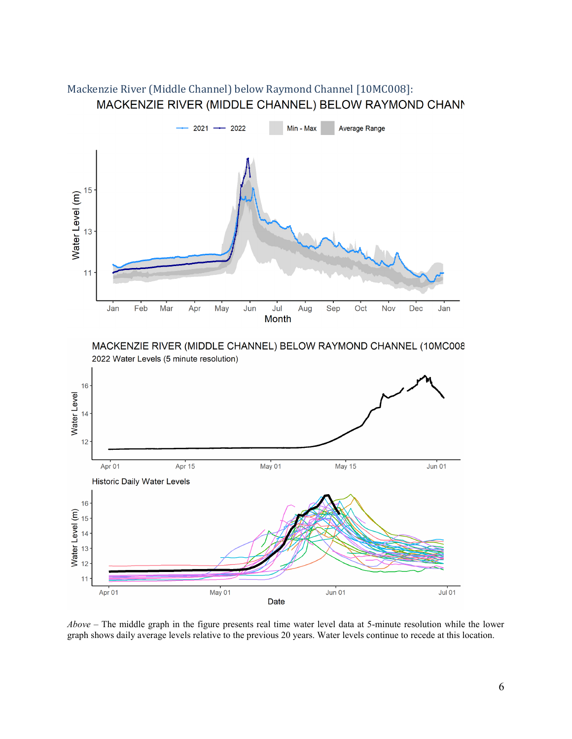### Mackenzie River (Middle Channel) below Raymond Channel [10MC008]:

*Above* – The middle graph in the figure presents real time water level data at 5-minute resolution while the lower graph shows daily average levels relative to the previous 20 years. Water levels continue to recede at this location.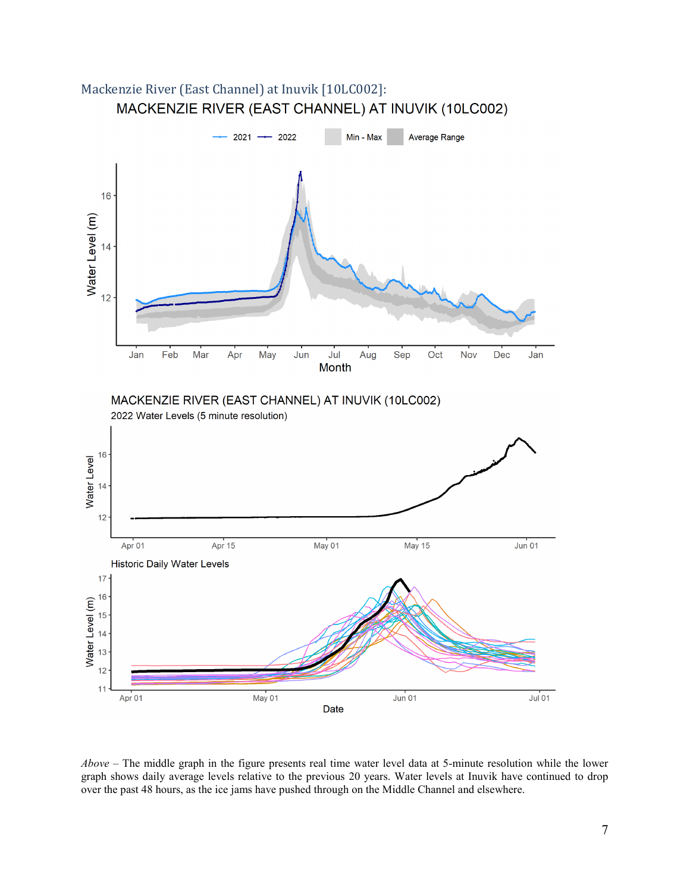### Mackenzie River (East Channel) at Inuvik [10LC002]:

*Above* – The middle graph in the figure presents real time water level data at 5-minute resolution while the lower graph shows daily average levels relative to the previous 20 years. Water levels at Inuvik have continued to drop over the past 48 hours, as the ice jams have pushed through on the Middle Channel and elsewhere.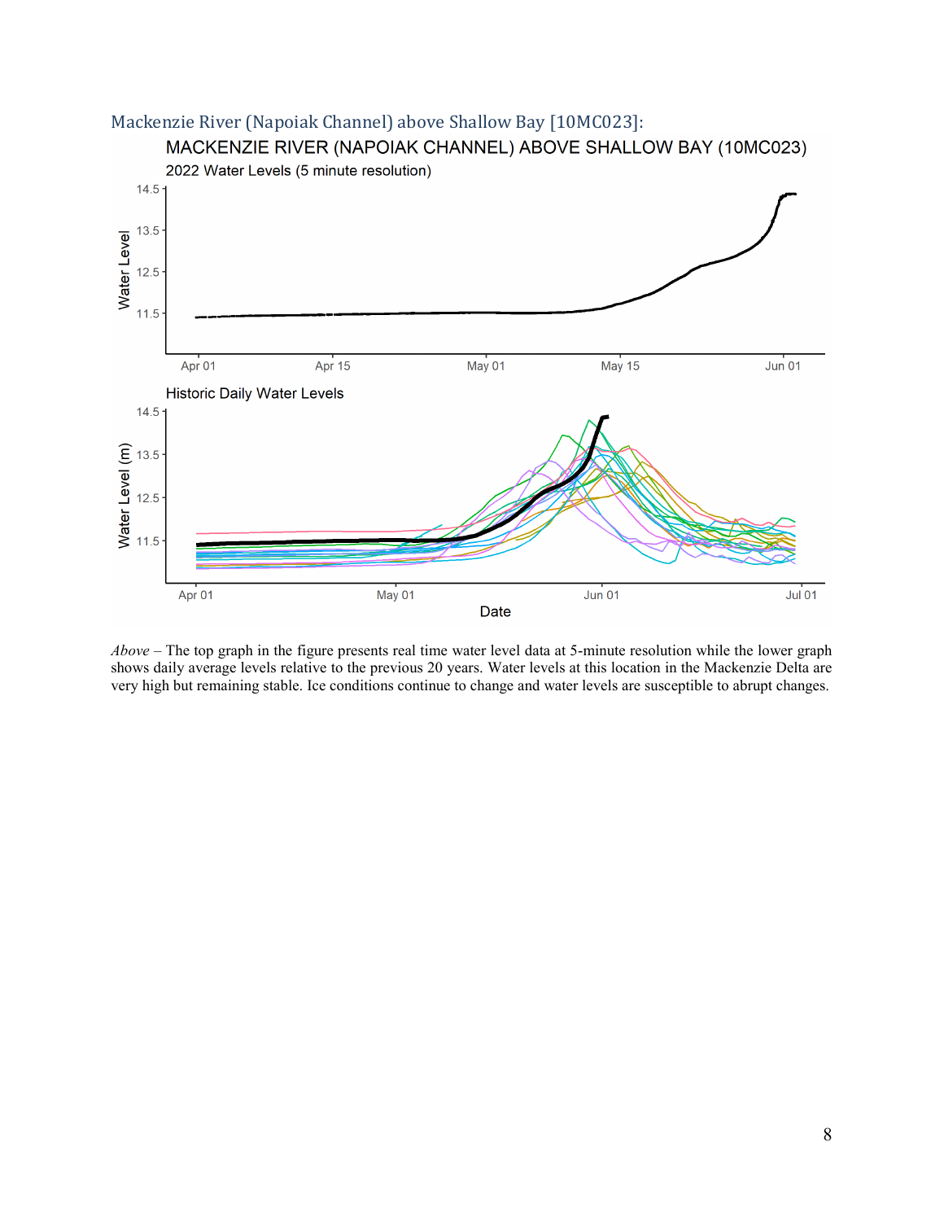### Mackenzie River (Napoiak Channel) above Shallow Bay [10MC023]:

*Above* – The top graph in the figure presents real time water level data at 5-minute resolution while the lower graph shows daily average levels relative to the previous 20 years. Water levels at this location in the Mackenzie Delta are very high but remaining stable. Ice conditions continue to change and water levels are susceptible to abrupt changes.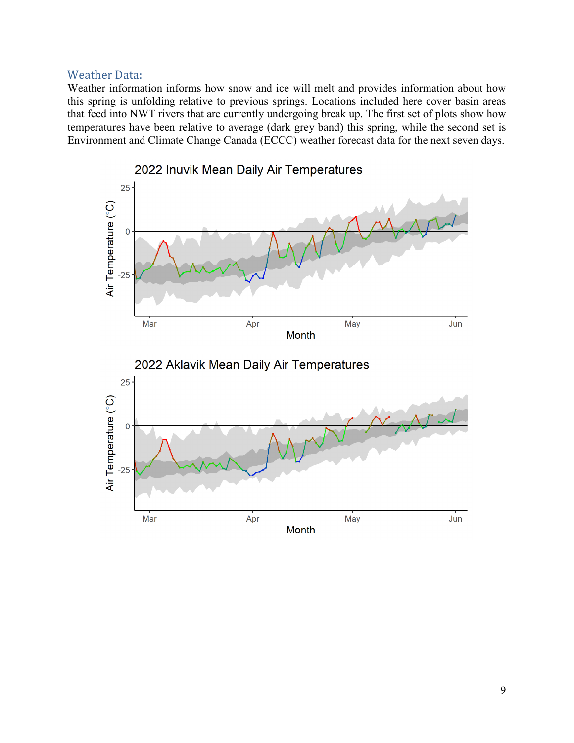## Weather Data:

Weather information informs how snow and ice will melt and provides information about how this spring is unfolding relative to previous springs. Locations included here cover basin areas that feed into NWT rivers that are currently undergoing break up. The first set of plots show how temperatures have been relative to average (dark grey band) this spring, while the second set is Environment and Climate Change Canada (ECCC) weather forecast data for the next seven days.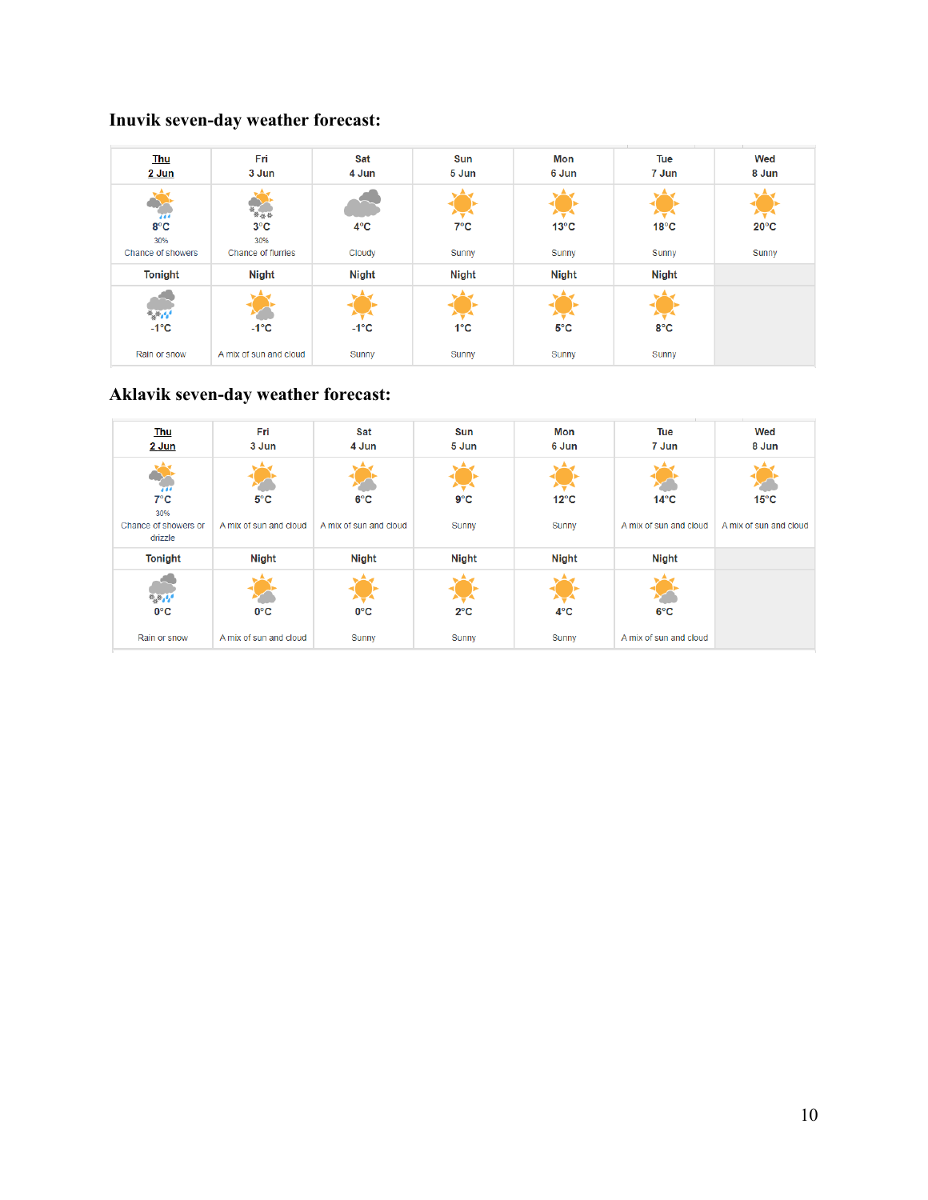**Inuvik seven-day weather forecast:**

| Thu 2 Jun | Fri 3 Jun | Sat 4 Jun | Sun 5 Jun | Mon 6 Jun | Tue 7 Jun | Wed 8 Jun |
|---|---|---|---|---|---|---|
| 8°C 30% Chance of showers | 3°C 30% Chance of flurries | 4°C Cloudy | 7°C Sunny | 13°C Sunny | 18°C Sunny | 20°C Sunny |
| Tonight | Night | Night | Night | Night | Night | |
| -1°C Rain or snow | -1°C A mix of sun and cloud | -1°C Sunny | 1°C Sunny | 5°C Sunny | 8°C Sunny | |

**Aklavik seven-day weather forecast:**

| Thu 2 Jun | Fri 3 Jun | Sat 4 Jun | Sun 5 Jun | Mon 6 Jun | Tue 7 Jun | Wed 8 Jun |
|---|---|---|---|---|---|---|
| 7°C 30% Chance of showers or drizzle | 5°C A mix of sun and cloud | 6°C A mix of sun and cloud | 9°C Sunny | 12°C Sunny | 14°C A mix of sun and cloud | 15°C A mix of sun and cloud |
| Tonight | Night | Night | Night | Night | Night | |
| 0°C Rain or snow | 0°C A mix of sun and cloud | 0°C Sunny | 2°C Sunny | 4°C Sunny | 6°C A mix of sun and cloud | |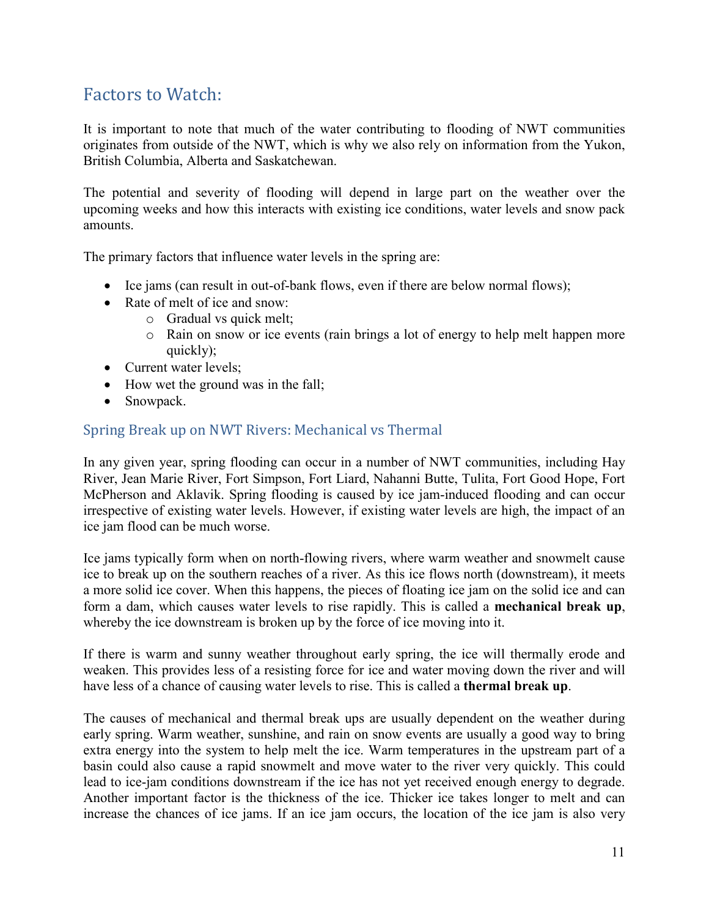## Factors to Watch:

It is important to note that much of the water contributing to flooding of NWT communities originates from outside of the NWT, which is why we also rely on information from the Yukon, British Columbia, Alberta and Saskatchewan.

The potential and severity of flooding will depend in large part on the weather over the upcoming weeks and how this interacts with existing ice conditions, water levels and snow pack amounts.

The primary factors that influence water levels in the spring are:

- Ice jams (can result in out-of-bank flows, even if there are below normal flows);
- Rate of melt of ice and snow:
    - Gradual vs quick melt;
    - Rain on snow or ice events (rain brings a lot of energy to help melt happen more quickly);
- Current water levels;
- How wet the ground was in the fall;
- Snowpack.

### Spring Break up on NWT Rivers: Mechanical vs Thermal

In any given year, spring flooding can occur in a number of NWT communities, including Hay River, Jean Marie River, Fort Simpson, Fort Liard, Nahanni Butte, Tulita, Fort Good Hope, Fort McPherson and Aklavik. Spring flooding is caused by ice jam-induced flooding and can occur irrespective of existing water levels. However, if existing water levels are high, the impact of an ice jam flood can be much worse.

Ice jams typically form when on north-flowing rivers, where warm weather and snowmelt cause ice to break up on the southern reaches of a river. As this ice flows north (downstream), it meets a more solid ice cover. When this happens, the pieces of floating ice jam on the solid ice and can form a dam, which causes water levels to rise rapidly. This is called a **mechanical break up**, whereby the ice downstream is broken up by the force of ice moving into it.

If there is warm and sunny weather throughout early spring, the ice will thermally erode and weaken. This provides less of a resisting force for ice and water moving down the river and will have less of a chance of causing water levels to rise. This is called a **thermal break up**.

The causes of mechanical and thermal break ups are usually dependent on the weather during early spring. Warm weather, sunshine, and rain on snow events are usually a good way to bring extra energy into the system to help melt the ice. Warm temperatures in the upstream part of a basin could also cause a rapid snowmelt and move water to the river very quickly. This could lead to ice-jam conditions downstream if the ice has not yet received enough energy to degrade. Another important factor is the thickness of the ice. Thicker ice takes longer to melt and can increase the chances of ice jams. If an ice jam occurs, the location of the ice jam is also very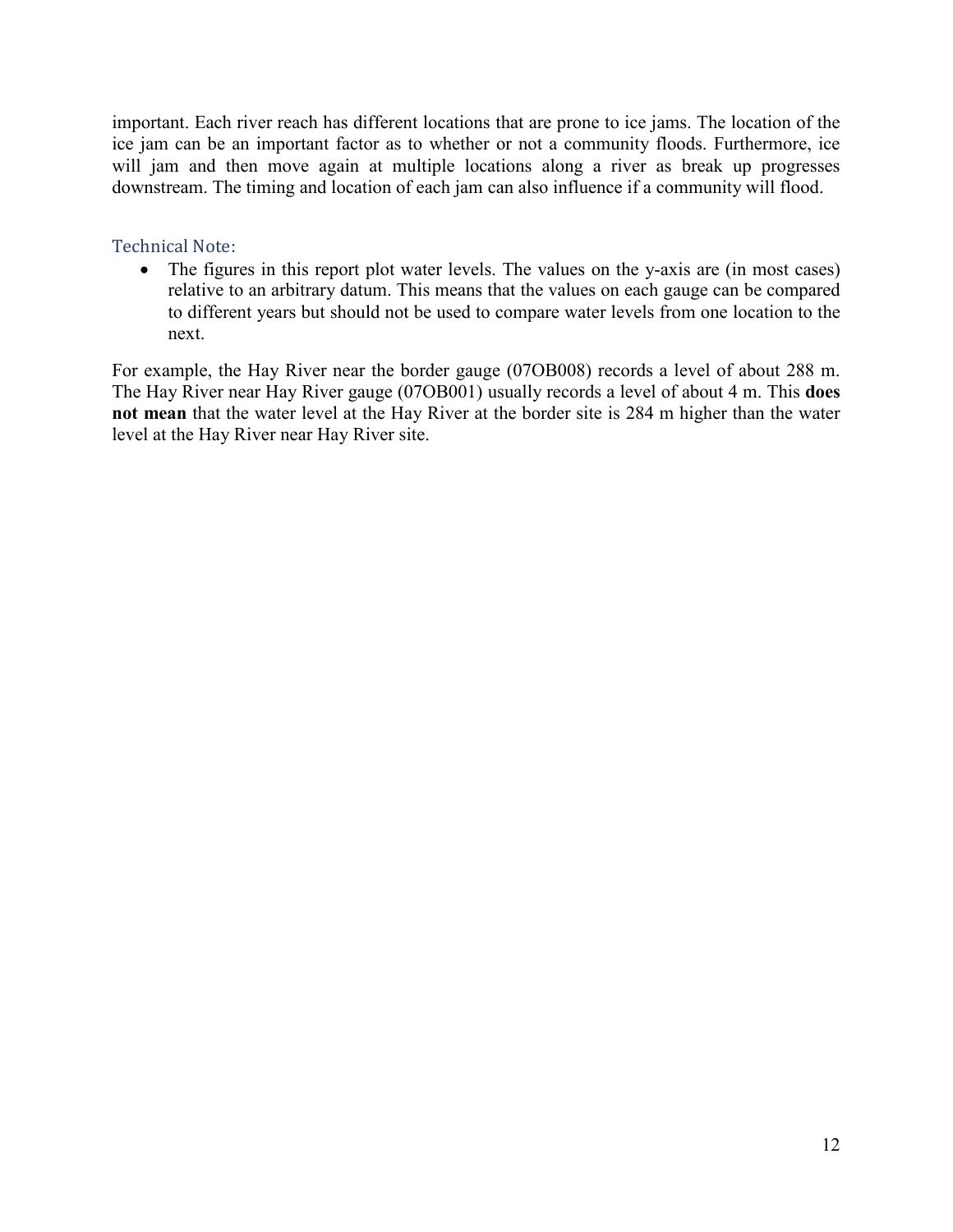important. Each river reach has different locations that are prone to ice jams. The location of the ice jam can be an important factor as to whether or not a community floods. Furthermore, ice will jam and then move again at multiple locations along a river as break up progresses downstream. The timing and location of each jam can also influence if a community will flood.

### Technical Note:

- The figures in this report plot water levels. The values on the y-axis are (in most cases) relative to an arbitrary datum. This means that the values on each gauge can be compared to different years but should not be used to compare water levels from one location to the next.

For example, the Hay River near the border gauge (07OB008) records a level of about 288 m. The Hay River near Hay River gauge (07OB001) usually records a level of about 4 m. This **does not mean** that the water level at the Hay River at the border site is 284 m higher than the water level at the Hay River near Hay River site.